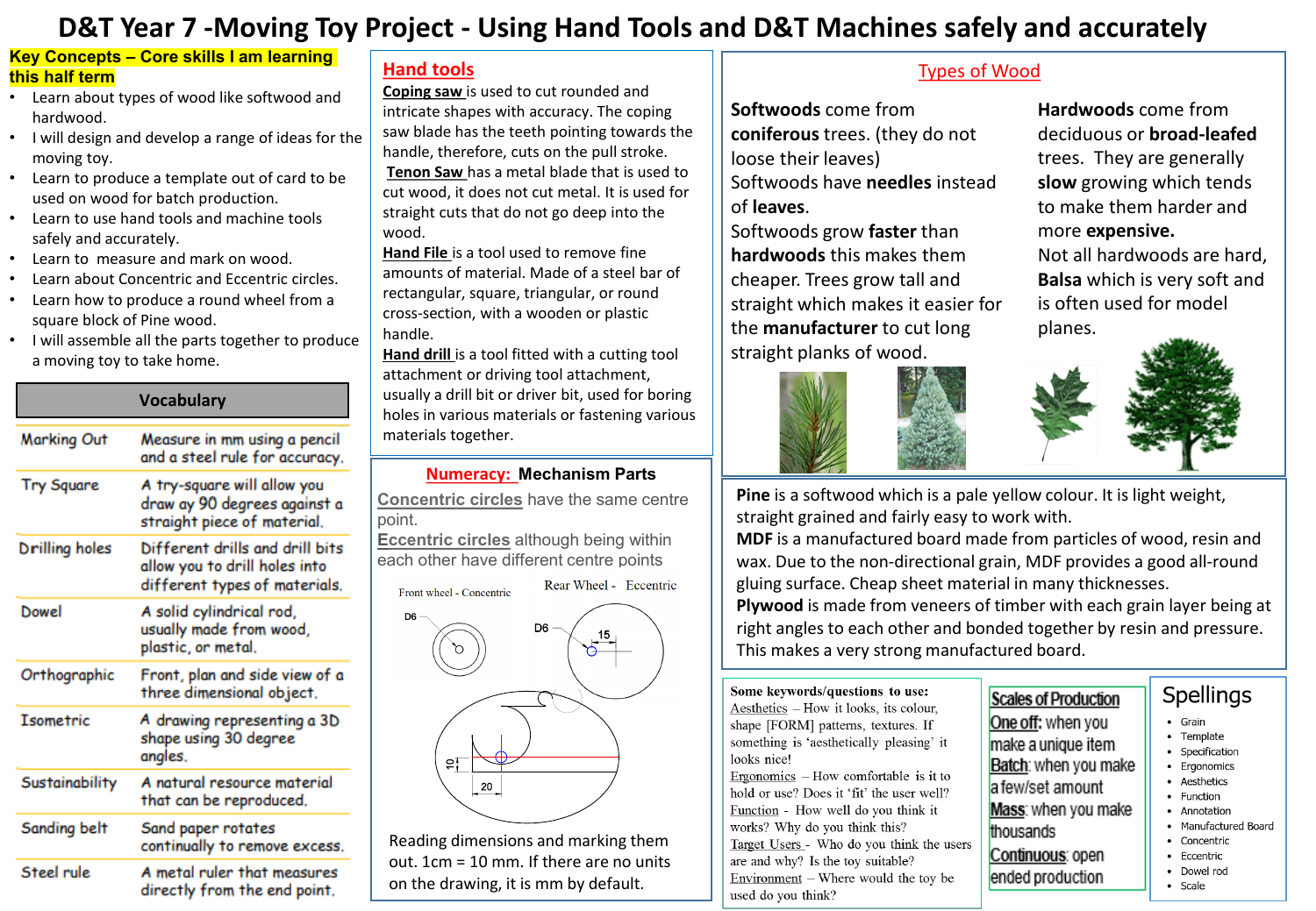# D&T Year 7 -Moving Toy Project - Using Hand Tools and D&T Machines safely and accurately

## Key Concepts – Core skills I am learning this half term

- Learn about types of wood like softwood and hardwood.
- I will design and develop a range of ideas for the moving toy.
- Learn to produce a template out of card to be used on wood for batch production.
- Learn to use hand tools and machine tools safely and accurately.
- Learn to measure and mark on wood.
- Learn about Concentric and Eccentric circles.
- Learn how to produce a round wheel from a square block of Pine wood.
- I will assemble all the parts together to produce a moving toy to take home.

## Vocabulary

| Term | Meaning |
|---|---|
| Marking Out | Measure in mm using a pencil and a steel rule for accuracy. |
| Try Square | A try-square will allow you draw ay 90 degrees against a straight piece of material. |
| Drilling holes | Different drills and drill bits allow you to drill holes into different types of materials. |
| Dowel | A solid cylindrical rod, usually made from wood, plastic, or metal. |
| Orthographic | Front, plan and side view of a three dimensional object. |
| Isometric | A drawing representing a 3D shape using 30 degree angles. |
| Sustainability | A natural resource material that can be reproduced. |
| Sanding belt | Sand paper rotates continually to remove excess. |
| Steel rule | A metal ruler that measures directly from the end point. |

## Hand tools

**Coping saw** is used to cut rounded and intricate shapes with accuracy. The coping saw blade has the teeth pointing towards the handle, therefore, cuts on the pull stroke.

**Tenon Saw** has a metal blade that is used to cut wood, it does not cut metal. It is used for straight cuts that do not go deep into the wood.

**Hand File** is a tool used to remove fine amounts of material. Made of a steel bar of rectangular, square, triangular, or round cross-section, with a wooden or plastic handle.

**Hand drill** is a tool fitted with a cutting tool attachment or driving tool attachment, usually a drill bit or driver bit, used for boring holes in various materials or fastening various materials together.

## Numeracy: Mechanism Parts

**Concentric circles** have the same centre point.

**Eccentric circles** although being within each other have different centre points

Front wheel - Concentric — D6

Rear Wheel - Eccentric — D6, 15

10, 20

Reading dimensions and marking them out. 1cm = 10 mm. If there are no units on the drawing, it is mm by default.

## Types of Wood

**Softwoods** come from **coniferous** trees. (they do not loose their leaves)
Softwoods have **needles** instead of **leaves**.
Softwoods grow **faster** than **hardwoods** this makes them cheaper. Trees grow tall and straight which makes it easier for the **manufacturer** to cut long straight planks of wood.

**Hardwoods** come from deciduous or **broad-leafed** trees. They are generally **slow** growing which tends to make them harder and more **expensive.**
Not all hardwoods are hard, **Balsa** which is very soft and is often used for model planes.

**Pine** is a softwood which is a pale yellow colour. It is light weight, straight grained and fairly easy to work with.
**MDF** is a manufactured board made from particles of wood, resin and wax. Due to the non-directional grain, MDF provides a good all-round gluing surface. Cheap sheet material in many thicknesses.
**Plywood** is made from veneers of timber with each grain layer being at right angles to each other and bonded together by resin and pressure. This makes a very strong manufactured board.

## Some keywords/questions to use:

Aesthetics – How it looks, its colour, shape [FORM] patterns, textures. If something is 'aesthetically pleasing' it looks nice!
Ergonomics – How comfortable is it to hold or use? Does it 'fit' the user well?
Function - How well do you think it works? Why do you think this?
Target Users – Who do you think the users are and why? Is the toy suitable?
Environment – Where would the toy be used do you think?

## Scales of Production

**One off:** when you make a unique item
**Batch:** when you make a few/set amount
**Mass:** when you make thousands
**Continuous:** open ended production

## Spellings

- Grain
- Template
- Specification
- Ergonomics
- Aesthetics
- Function
- Annotation
- Manufactured Board
- Concentric
- Eccentric
- Dowel rod
- Scale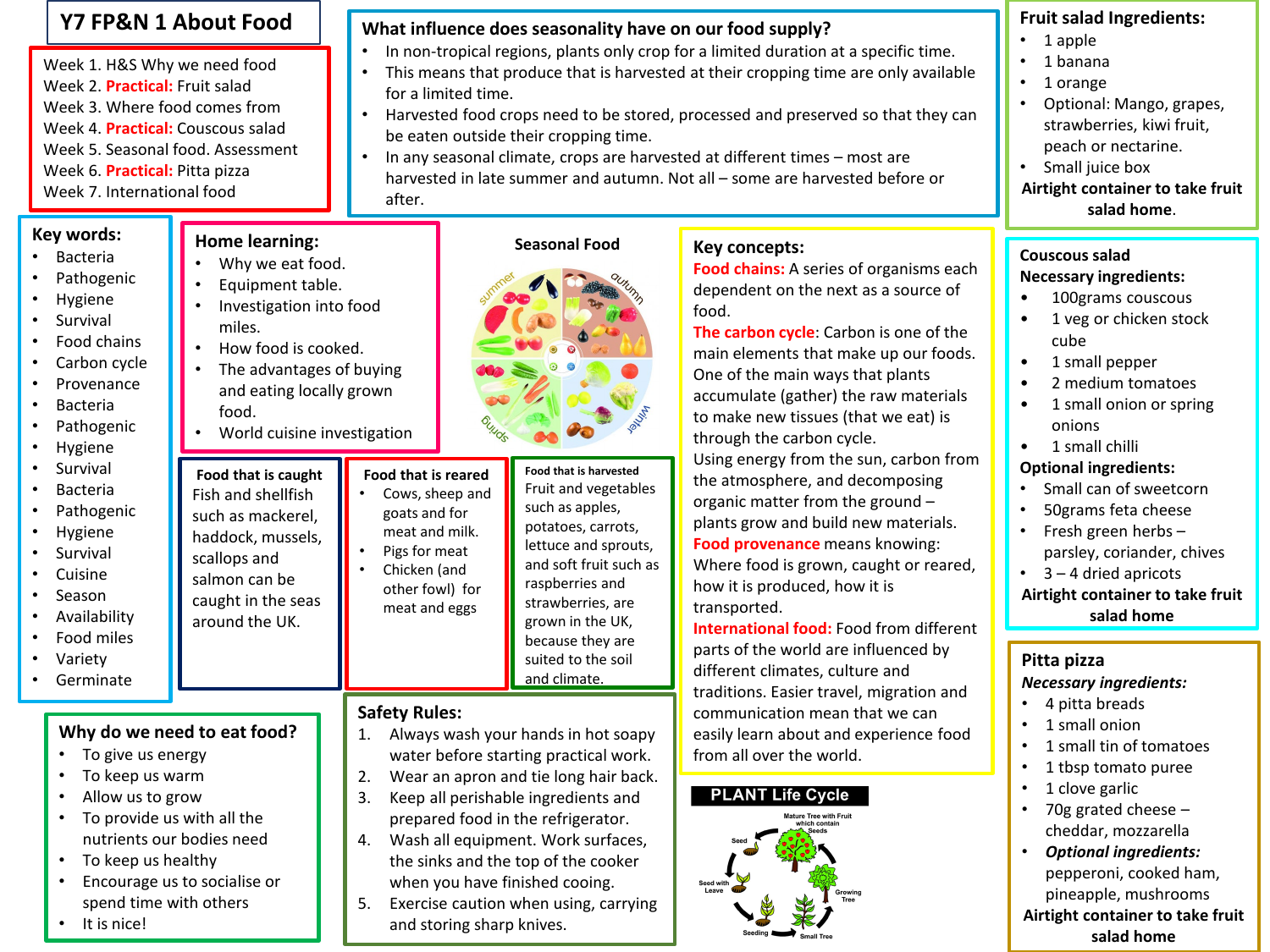# Y7 FP&N 1 About Food

Week 1. H&S Why we need food
Week 2. **Practical:** Fruit salad
Week 3. Where food comes from
Week 4. **Practical:** Couscous salad
Week 5. Seasonal food. Assessment
Week 6. **Practical:** Pitta pizza
Week 7. International food

## What influence does seasonality have on our food supply?

- In non-tropical regions, plants only crop for a limited duration at a specific time.
- This means that produce that is harvested at their cropping time are only available for a limited time.
- Harvested food crops need to be stored, processed and preserved so that they can be eaten outside their cropping time.
- In any seasonal climate, crops are harvested at different times – most are harvested in late summer and autumn. Not all – some are harvested before or after.

## Fruit salad Ingredients:

- 1 apple
- 1 banana
- 1 orange
- Optional: Mango, grapes, strawberries, kiwi fruit, peach or nectarine.
- Small juice box

**Airtight container to take fruit salad home.**

## Key words:

- Bacteria
- Pathogenic
- Hygiene
- Survival
- Food chains
- Carbon cycle
- Provenance
- Bacteria
- Pathogenic
- Hygiene
- Survival
- Bacteria
- Pathogenic
- Hygiene
- Survival
- Cuisine
- Season
- Availability
- Food miles
- Variety
- Germinate

## Home learning:

- Why we eat food.
- Equipment table.
- Investigation into food miles.
- How food is cooked.
- The advantages of buying and eating locally grown food.
- World cuisine investigation

## Seasonal Food

summer, autumn, spring, winter

## Key concepts:

**Food chains:** A series of organisms each dependent on the next as a source of food.

**The carbon cycle**: Carbon is one of the main elements that make up our foods. One of the main ways that plants accumulate (gather) the raw materials to make new tissues (that we eat) is through the carbon cycle.
Using energy from the sun, carbon from the atmosphere, and decomposing organic matter from the ground – plants grow and build new materials.

**Food provenance** means knowing: Where food is grown, caught or reared, how it is produced, how it is transported.

**International food:** Food from different parts of the world are influenced by different climates, culture and traditions. Easier travel, migration and communication mean that we can easily learn about and experience food from all over the world.

## Couscous salad

**Necessary ingredients:**

- 100grams couscous
- 1 veg or chicken stock cube
- 1 small pepper
- 2 medium tomatoes
- 1 small onion or spring onions
- 1 small chilli

**Optional ingredients:**

- Small can of sweetcorn
- 50grams feta cheese
- Fresh green herbs – parsley, coriander, chives
- 3 – 4 dried apricots

**Airtight container to take fruit salad home**

### Food that is caught

Fish and shellfish such as mackerel, haddock, mussels, scallops and salmon can be caught in the seas around the UK.

### Food that is reared

- Cows, sheep and goats for meat and milk.
- Pigs for meat
- Chicken (and other fowl) for meat and eggs

### Food that is harvested

Fruit and vegetables such as apples, potatoes, carrots, lettuce and sprouts, and soft fruit such as raspberries and strawberries, are grown in the UK, because they are suited to the soil and climate.

## Why do we need to eat food?

- To give us energy
- To keep us warm
- Allow us to grow
- To provide us with all the nutrients our bodies need
- To keep us healthy
- Encourage us to socialise or spend time with others
- It is nice!

## Safety Rules:

1. Always wash your hands in hot soapy water before starting practical work.
2. Wear an apron and tie long hair back.
3. Keep all perishable ingredients and prepared food in the refrigerator.
4. Wash all equipment. Work surfaces, the sinks and the top of the cooker when you have finished cooing.
5. Exercise caution when using, carrying and storing sharp knives.

## PLANT Life Cycle

Seed → Seed with Leave → Seeding → Small Tree → Growing Tree → Mature Tree with Fruit which contain Seeds

## Pitta pizza

***Necessary ingredients:***

- 4 pitta breads
- 1 small onion
- 1 small tin of tomatoes
- 1 tbsp tomato puree
- 1 clove garlic
- 70g grated cheese – cheddar, mozzarella
- ***Optional ingredients:*** pepperoni, cooked ham, pineapple, mushrooms

**Airtight container to take fruit salad home**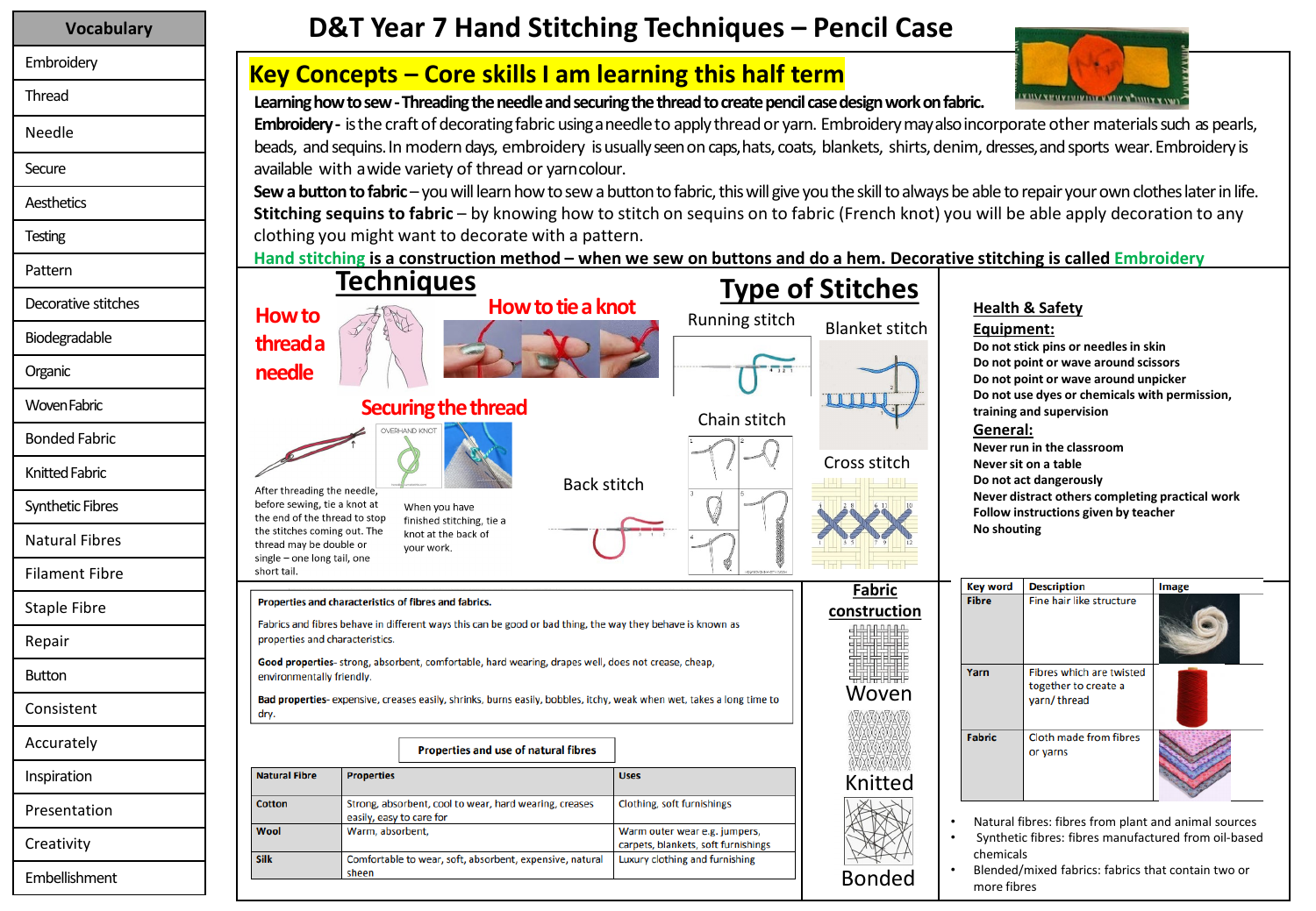# D&T Year 7 Hand Stitching Techniques – Pencil Case

## Vocabulary

| Vocabulary |
| --- |
| Embroidery |
| Thread |
| Needle |
| Secure |
| Aesthetics |
| Testing |
| Pattern |
| Decorative stitches |
| Biodegradable |
| Organic |
| Woven Fabric |
| Bonded Fabric |
| Knitted Fabric |
| Synthetic Fibres |
| Natural Fibres |
| Filament Fibre |
| Staple Fibre |
| Repair |
| Button |
| Consistent |
| Accurately |
| Inspiration |
| Presentation |
| Creativity |
| Embellishment |

## Key Concepts – Core skills I am learning this half term

**Learning how to sew - Threading the needle and securing the thread to create pencil case design work on fabric.**

**Embroidery -** is the craft of decorating fabric using a needle to apply thread or yarn. Embroidery may also incorporate other materials such as pearls, beads, and sequins. In modern days, embroidery is usually seen on caps, hats, coats, blankets, shirts, denim, dresses, and sports wear. Embroidery is available with a wide variety of thread or yarn colour.

**Sew a button to fabric** – you will learn how to sew a button to fabric, this will give you the skill to always be able to repair your own clothes later in life.

**Stitching sequins to fabric** – by knowing how to stitch on sequins on to fabric (French knot) you will be able apply decoration to any clothing you might want to decorate with a pattern.

**Hand stitching is a construction method – when we sew on buttons and do a hem. Decorative stitching is called Embroidery**

## Techniques

**How to thread a needle**

**How to tie a knot**

**Securing the thread**

After threading the needle, before sewing, tie a knot at the end of the thread to stop the stitches coming out. The thread may be double or single – one long tail, one short tail.

OVERHAND KNOT

When you have finished stitching, tie a knot at the back of your work.

## Type of Stitches

Running stitch

Blanket stitch

Chain stitch

Cross stitch

Back stitch

## Health & Safety

**Equipment:**

**Do not stick pins or needles in skin**
**Do not point or wave around scissors**
**Do not point or wave around unpicker**
**Do not use dyes or chemicals with permission, training and supervision**

**General:**

**Never run in the classroom**
**Never sit on a table**
**Do not act dangerously**
**Never distract others completing practical work**
**Follow instructions given by teacher**
**No shouting**

## Properties and characteristics of fibres and fabrics.

Fabrics and fibres behave in different ways this can be good or bad thing, the way they behave is known as properties and characteristics.

**Good properties**- strong, absorbent, comfortable, hard wearing, drapes well, does not crease, cheap, environmentally friendly.

**Bad properties**- expensive, creases easily, shrinks, burns easily, bobbles, itchy, weak when wet, takes a long time to dry.

**Properties and use of natural fibres**

| Natural Fibre | Properties | Uses |
| --- | --- | --- |
| Cotton | Strong, absorbent, cool to wear, hard wearing, creases easily, easy to care for | Clothing, soft furnishings |
| Wool | Warm, absorbent, | Warm outer wear e.g. jumpers, carpets, blankets, soft furnishings |
| Silk | Comfortable to wear, soft, absorbent, expensive, natural sheen | Luxury clothing and furnishing |

## Fabric construction

Woven

Knitted

Bonded

| Key word | Description | Image |
| --- | --- | --- |
| Fibre | Fine hair like structure | |
| Yarn | Fibres which are twisted together to create a yarn/ thread | |
| Fabric | Cloth made from fibres or yarns | |

- Natural fibres: fibres from plant and animal sources
- Synthetic fibres: fibres manufactured from oil-based chemicals
- Blended/mixed fabrics: fabrics that contain two or more fibres